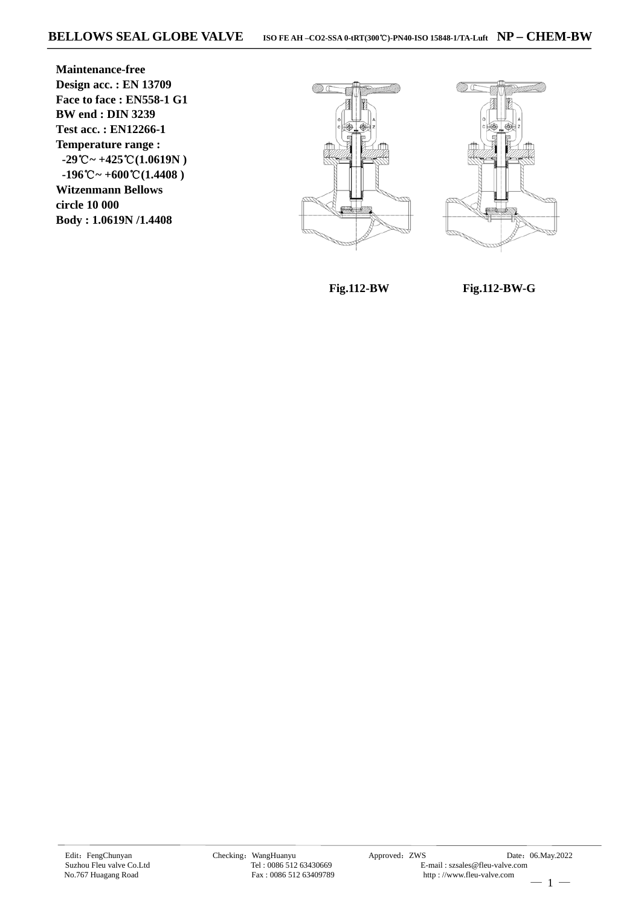# BELLOWS SEAL GLOBE VALVE

ISO FE AH –CO2-SSA 0-tRT(300℃)-PN40-ISO 15848-1/TA-Luft **NP – CHEM-BW**

**Maintenance-free**
**Design acc. : EN 13709**
**Face to face : EN558-1 G1**
**BW end : DIN 3239**
**Test acc. : EN12266-1**
**Temperature range :**
**-29℃~ +425℃(1.0619N )**
**-196℃~ +600℃(1.4408 )**
**Witzenmann Bellows**
**circle 10 000**
**Body : 1.0619N /1.4408**

**Fig.112-BW** **Fig.112-BW-G**

Edit：FengChunyan
Suzhou Fleu valve Co.Ltd
No.767 Huagang Road

Checking：WangHuanyu
Tel : 0086 512 63430669
Fax : 0086 512 63409789

Approved：ZWS
E-mail : szsales@fleu-valve.com
http : //www.fleu-valve.com

Date：06.May.2022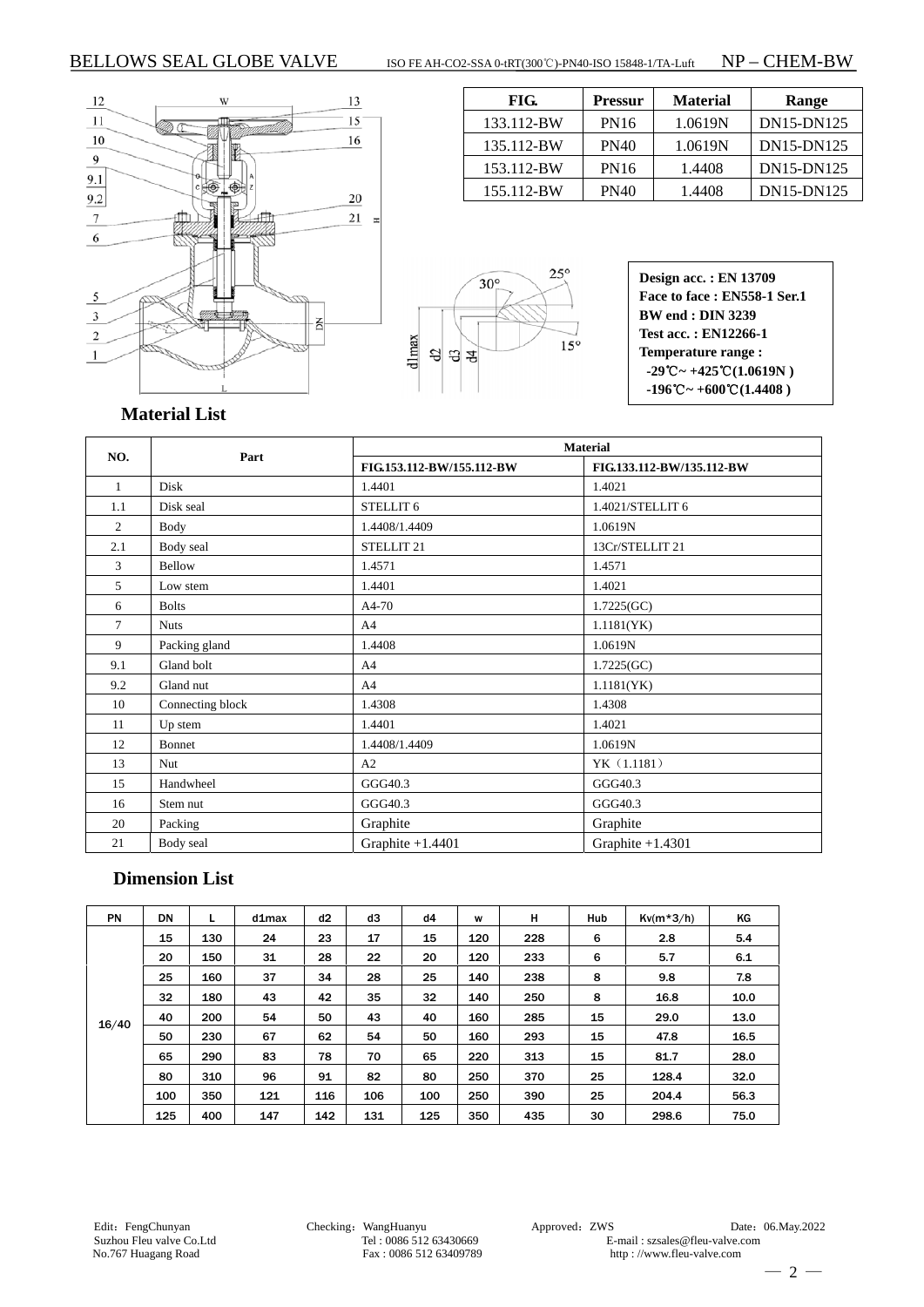# BELLOWS SEAL GLOBE VALVE

ISO FE AH-CO2-SSA 0-tRT(300℃)-PN40-ISO 15848-1/TA-Luft NP – CHEM-BW

| FIG. | Pressur | Material | Range |
|---|---|---|---|
| 133.112-BW | PN16 | 1.0619N | DN15-DN125 |
| 135.112-BW | PN40 | 1.0619N | DN15-DN125 |
| 153.112-BW | PN16 | 1.4408 | DN15-DN125 |
| 155.112-BW | PN40 | 1.4408 | DN15-DN125 |

**Design acc. : EN 13709**
**Face to face : EN558-1 Ser.1**
**BW end : DIN 3239**
**Test acc. : EN12266-1**
**Temperature range :**
**-29℃~ +425℃(1.0619N )**
**-196℃~ +600℃(1.4408 )**

## Material List

| NO. | Part | Material | |
|---|---|---|---|
| | | FIG.153.112-BW/155.112-BW | FIG.133.112-BW/135.112-BW |
| 1 | Disk | 1.4401 | 1.4021 |
| 1.1 | Disk seal | STELLIT 6 | 1.4021/STELLIT 6 |
| 2 | Body | 1.4408/1.4409 | 1.0619N |
| 2.1 | Body seal | STELLIT 21 | 13Cr/STELLIT 21 |
| 3 | Bellow | 1.4571 | 1.4571 |
| 5 | Low stem | 1.4401 | 1.4021 |
| 6 | Bolts | A4-70 | 1.7225(GC) |
| 7 | Nuts | A4 | 1.1181(YK) |
| 9 | Packing gland | 1.4408 | 1.0619N |
| 9.1 | Gland bolt | A4 | 1.7225(GC) |
| 9.2 | Gland nut | A4 | 1.1181(YK) |
| 10 | Connecting block | 1.4308 | 1.4308 |
| 11 | Up stem | 1.4401 | 1.4021 |
| 12 | Bonnet | 1.4408/1.4409 | 1.0619N |
| 13 | Nut | A2 | YK（1.1181） |
| 15 | Handwheel | GGG40.3 | GGG40.3 |
| 16 | Stem nut | GGG40.3 | GGG40.3 |
| 20 | Packing | Graphite | Graphite |
| 21 | Body seal | Graphite +1.4401 | Graphite +1.4301 |

## Dimension List

| PN | DN | L | d1max | d2 | d3 | d4 | w | H | Hub | Kv(m*3/h) | KG |
|---|---|---|---|---|---|---|---|---|---|---|---|
| 16/40 | 15 | 130 | 24 | 23 | 17 | 15 | 120 | 228 | 6 | 2.8 | 5.4 |
| | 20 | 150 | 31 | 28 | 22 | 20 | 120 | 233 | 6 | 5.7 | 6.1 |
| | 25 | 160 | 37 | 34 | 28 | 25 | 140 | 238 | 8 | 9.8 | 7.8 |
| | 32 | 180 | 43 | 42 | 35 | 32 | 140 | 250 | 8 | 16.8 | 10.0 |
| | 40 | 200 | 54 | 50 | 43 | 40 | 160 | 285 | 15 | 29.0 | 13.0 |
| | 50 | 230 | 67 | 62 | 54 | 50 | 160 | 293 | 15 | 47.8 | 16.5 |
| | 65 | 290 | 83 | 78 | 70 | 65 | 220 | 313 | 15 | 81.7 | 28.0 |
| | 80 | 310 | 96 | 91 | 82 | 80 | 250 | 370 | 25 | 128.4 | 32.0 |
| | 100 | 350 | 121 | 116 | 106 | 100 | 250 | 390 | 25 | 204.4 | 56.3 |
| | 125 | 400 | 147 | 142 | 131 | 125 | 350 | 435 | 30 | 298.6 | 75.0 |

Edit：FengChunyan Checking：WangHuanyu Approved：ZWS Date：06.May.2022
Suzhou Fleu valve Co.Ltd Tel : 0086 512 63430669 E-mail : szsales@fleu-valve.com
No.767 Huagang Road Fax : 0086 512 63409789 http : //www.fleu-valve.com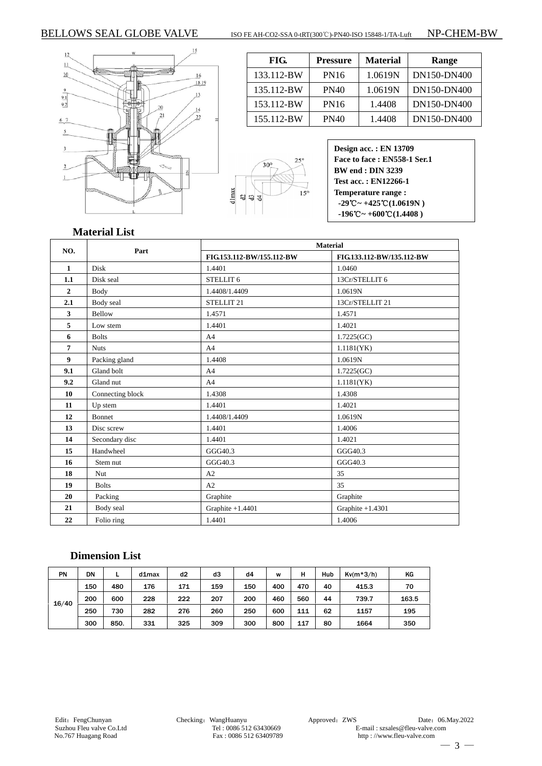BELLOWS SEAL GLOBE VALVE ISO FE AH-CO2-SSA 0-tRT(300℃)-PN40-ISO 15848-1/TA-Luft NP-CHEM-BW

| FIG. | Pressure | Material | Range |
|---|---|---|---|
| 133.112-BW | PN16 | 1.0619N | DN150-DN400 |
| 135.112-BW | PN40 | 1.0619N | DN150-DN400 |
| 153.112-BW | PN16 | 1.4408 | DN150-DN400 |
| 155.112-BW | PN40 | 1.4408 | DN150-DN400 |

**Design acc. : EN 13709**
**Face to face : EN558-1 Ser.1**
**BW end : DIN 3239**
**Test acc. : EN12266-1**
**Temperature range :**
**-29℃~ +425℃(1.0619N )**
**-196℃~ +600℃(1.4408 )**

## Material List

| NO. | Part | Material | |
|---|---|---|---|
| | | FIG.153.112-BW/155.112-BW | FIG.133.112-BW/135.112-BW |
| 1 | Disk | 1.4401 | 1.0460 |
| 1.1 | Disk seal | STELLIT 6 | 13Cr/STELLIT 6 |
| 2 | Body | 1.4408/1.4409 | 1.0619N |
| 2.1 | Body seal | STELLIT 21 | 13Cr/STELLIT 21 |
| 3 | Bellow | 1.4571 | 1.4571 |
| 5 | Low stem | 1.4401 | 1.4021 |
| 6 | Bolts | A4 | 1.7225(GC) |
| 7 | Nuts | A4 | 1.1181(YK) |
| 9 | Packing gland | 1.4408 | 1.0619N |
| 9.1 | Gland bolt | A4 | 1.7225(GC) |
| 9.2 | Gland nut | A4 | 1.1181(YK) |
| 10 | Connecting block | 1.4308 | 1.4308 |
| 11 | Up stem | 1.4401 | 1.4021 |
| 12 | Bonnet | 1.4408/1.4409 | 1.0619N |
| 13 | Disc screw | 1.4401 | 1.4006 |
| 14 | Secondary disc | 1.4401 | 1.4021 |
| 15 | Handwheel | GGG40.3 | GGG40.3 |
| 16 | Stem nut | GGG40.3 | GGG40.3 |
| 18 | Nut | A2 | 35 |
| 19 | Bolts | A2 | 35 |
| 20 | Packing | Graphite | Graphite |
| 21 | Body seal | Graphite +1.4401 | Graphite +1.4301 |
| 22 | Folio ring | 1.4401 | 1.4006 |

## Dimension List

| PN | DN | L | d1max | d2 | d3 | d4 | w | H | Hub | Kv(m*3/h) | KG |
|---|---|---|---|---|---|---|---|---|---|---|---|
| 16/40 | 150 | 480 | 176 | 171 | 159 | 150 | 400 | 470 | 40 | 415.3 | 70 |
| | 200 | 600 | 228 | 222 | 207 | 200 | 460 | 560 | 44 | 739.7 | 163.5 |
| | 250 | 730 | 282 | 276 | 260 | 250 | 600 | 111 | 62 | 1157 | 195 |
| | 300 | 850. | 331 | 325 | 309 | 300 | 800 | 117 | 80 | 1664 | 350 |

Edit：FengChunyan Checking：WangHuanyu Approved：ZWS Date：06.May.2022
Suzhou Fleu valve Co.Ltd Tel : 0086 512 63430669 E-mail : szsales@fleu-valve.com
No.767 Huagang Road Fax : 0086 512 63409789 http : //www.fleu-valve.com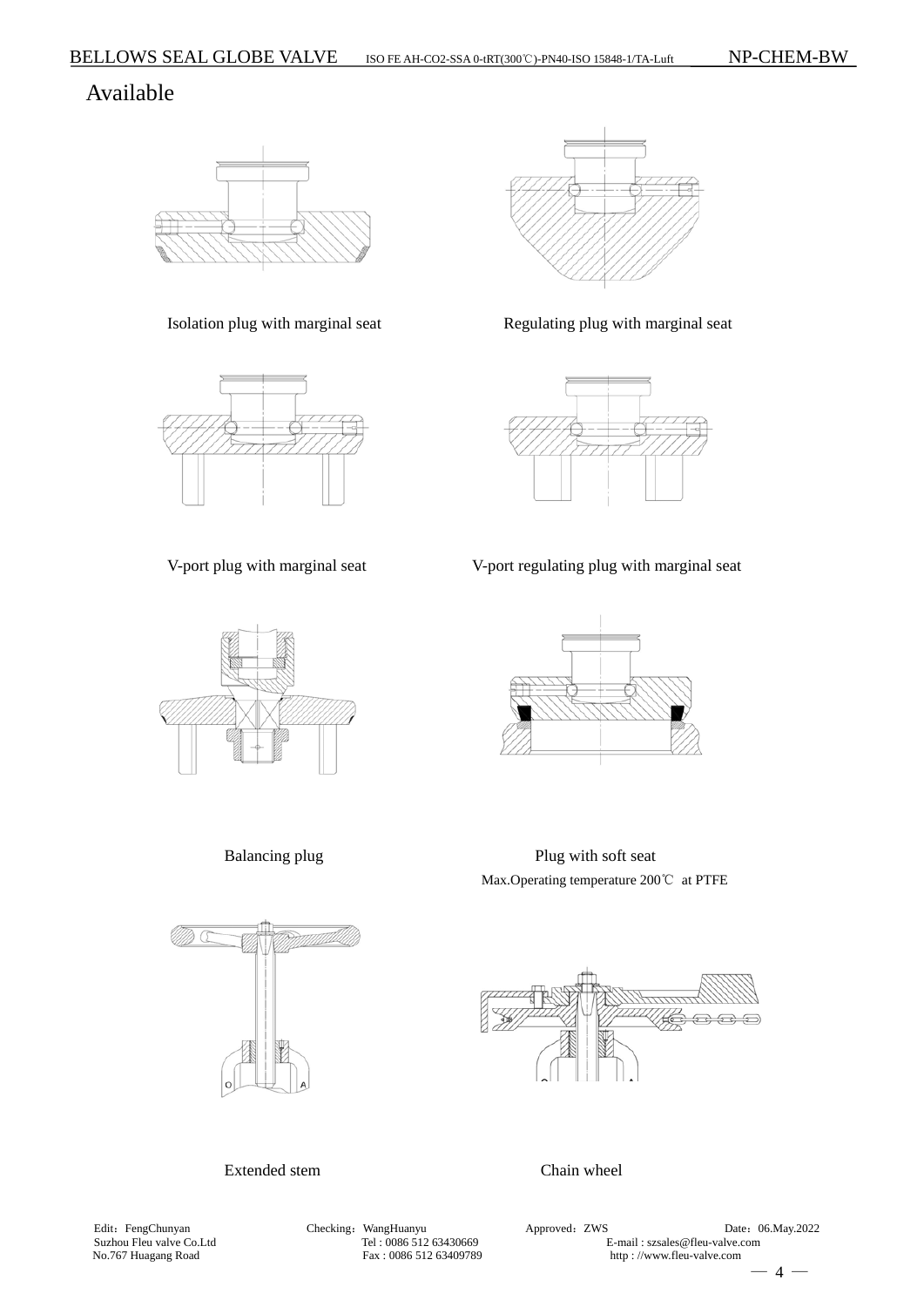# Available

Isolation plug with marginal seat

Regulating plug with marginal seat

V-port plug with marginal seat

V-port regulating plug with marginal seat

Balancing plug

Plug with soft seat

Max.Operating temperature 200℃ at PTFE

Extended stem

Chain wheel

Edit：FengChunyan Checking：WangHuanyu Approved：ZWS Date：06.May.2022

Suzhou Fleu valve Co.Ltd Tel : 0086 512 63430669 E-mail : szsales@fleu-valve.com

No.767 Huagang Road Fax : 0086 512 63409789 http : //www.fleu-valve.com